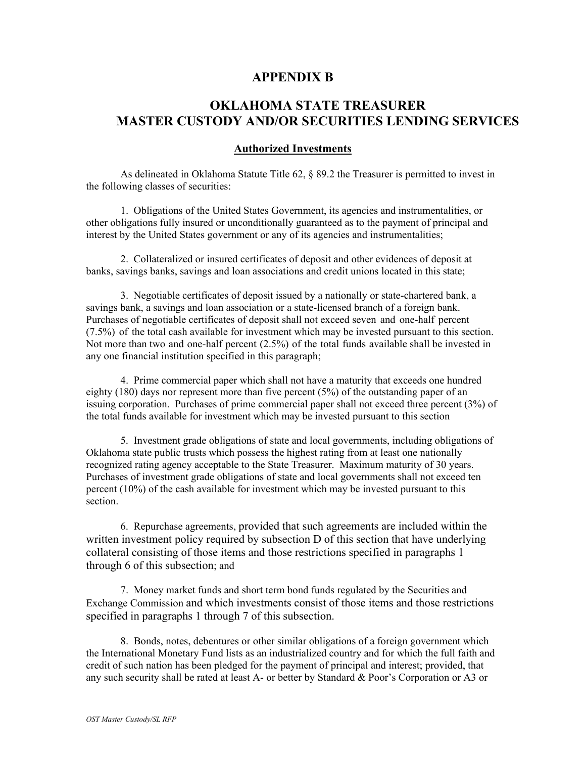# APPENDIX B

## OKLAHOMA STATE TREASURER
## MASTER CUSTODY AND/OR SECURITIES LENDING SERVICES

### Authorized Investments

As delineated in Oklahoma Statute Title 62, § 89.2 the Treasurer is permitted to invest in the following classes of securities:

1. Obligations of the United States Government, its agencies and instrumentalities, or other obligations fully insured or unconditionally guaranteed as to the payment of principal and interest by the United States government or any of its agencies and instrumentalities;

2. Collateralized or insured certificates of deposit and other evidences of deposit at banks, savings banks, savings and loan associations and credit unions located in this state;

3. Negotiable certificates of deposit issued by a nationally or state-chartered bank, a savings bank, a savings and loan association or a state-licensed branch of a foreign bank. Purchases of negotiable certificates of deposit shall not exceed seven and one-half percent (7.5%) of the total cash available for investment which may be invested pursuant to this section. Not more than two and one-half percent (2.5%) of the total funds available shall be invested in any one financial institution specified in this paragraph;

4. Prime commercial paper which shall not have a maturity that exceeds one hundred eighty (180) days nor represent more than five percent (5%) of the outstanding paper of an issuing corporation. Purchases of prime commercial paper shall not exceed three percent (3%) of the total funds available for investment which may be invested pursuant to this section

5. Investment grade obligations of state and local governments, including obligations of Oklahoma state public trusts which possess the highest rating from at least one nationally recognized rating agency acceptable to the State Treasurer. Maximum maturity of 30 years. Purchases of investment grade obligations of state and local governments shall not exceed ten percent (10%) of the cash available for investment which may be invested pursuant to this section.

6. Repurchase agreements, provided that such agreements are included within the written investment policy required by subsection D of this section that have underlying collateral consisting of those items and those restrictions specified in paragraphs 1 through 6 of this subsection; and

7. Money market funds and short term bond funds regulated by the Securities and Exchange Commission and which investments consist of those items and those restrictions specified in paragraphs 1 through 7 of this subsection.

8. Bonds, notes, debentures or other similar obligations of a foreign government which the International Monetary Fund lists as an industrialized country and for which the full faith and credit of such nation has been pledged for the payment of principal and interest; provided, that any such security shall be rated at least A- or better by Standard & Poor's Corporation or A3 or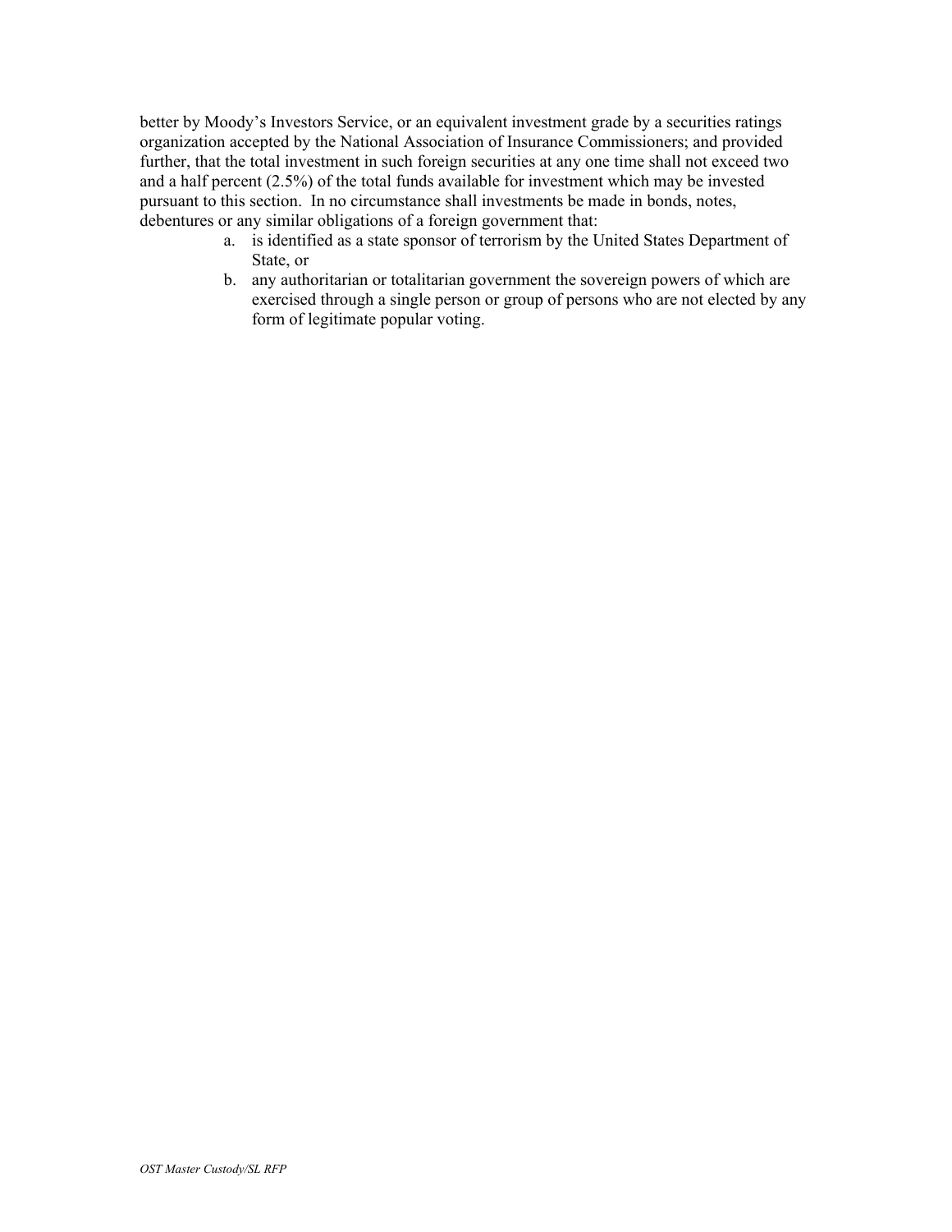better by Moody's Investors Service, or an equivalent investment grade by a securities ratings organization accepted by the National Association of Insurance Commissioners; and provided further, that the total investment in such foreign securities at any one time shall not exceed two and a half percent (2.5%) of the total funds available for investment which may be invested pursuant to this section. In no circumstance shall investments be made in bonds, notes, debentures or any similar obligations of a foreign government that:

a. is identified as a state sponsor of terrorism by the United States Department of State, or
b. any authoritarian or totalitarian government the sovereign powers of which are exercised through a single person or group of persons who are not elected by any form of legitimate popular voting.